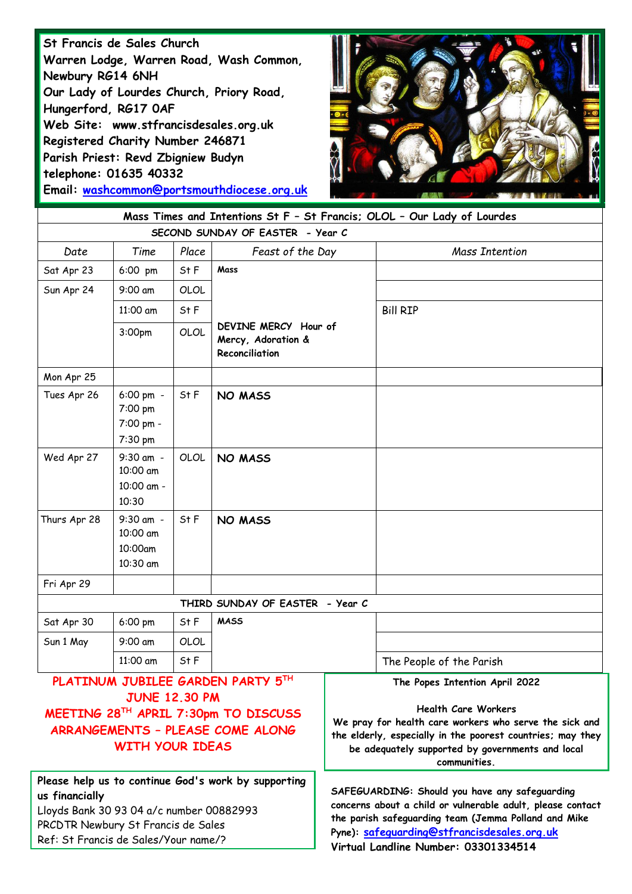**St Francis de Sales Church**
**Warren Lodge, Warren Road, Wash Common, Newbury RG14 6NH**
**Our Lady of Lourdes Church, Priory Road, Hungerford, RG17 0AF**
**Web Site: www.stfrancisdesales.org.uk**
**Registered Charity Number 246871**
**Parish Priest: Revd Zbigniew Budyn**
**telephone: 01635 40332**
**Email: washcommon@portsmouthdiocese.org.uk**

| **Mass Times and Intentions St F – St Francis; OLOL – Our Lady of Lourdes** | | | | |
|---|---|---|---|---|
| **SECOND SUNDAY OF EASTER - Year C** | | | | |
| *Date* | *Time* | *Place* | *Feast of the Day* | *Mass Intention* |
| Sat Apr 23 | 6:00 pm | St F | **Mass** | |
| Sun Apr 24 | 9:00 am | OLOL | | |
| | 11:00 am | St F | | Bill RIP |
| | 3:00pm | OLOL | **DEVINE MERCY Hour of Mercy, Adoration & Reconciliation** | |
| Mon Apr 25 | | | | |
| Tues Apr 26 | 6:00 pm - 7:00 pm 7:00 pm - 7:30 pm | St F | **NO MASS** | |
| Wed Apr 27 | 9:30 am - 10:00 am 10:00 am - 10:30 | OLOL | **NO MASS** | |
| Thurs Apr 28 | 9:30 am - 10:00 am 10:00am 10:30 am | St F | **NO MASS** | |
| Fri Apr 29 | | | | |
| **THIRD SUNDAY OF EASTER - Year C** | | | | |
| Sat Apr 30 | 6:00 pm | St F | **MASS** | |
| Sun 1 May | 9:00 am | OLOL | | |
| | 11:00 am | St F | | The People of the Parish |

**PLATINUM JUBILEE GARDEN PARTY 5TH JUNE 12.30 PM**
**MEETING 28TH APRIL 7:30pm TO DISCUSS ARRANGEMENTS – PLEASE COME ALONG WITH YOUR IDEAS**

**The Popes Intention April 2022**

**Health Care Workers**
**We pray for health care workers who serve the sick and the elderly, especially in the poorest countries; may they be adequately supported by governments and local communities.**

**Please help us to continue God's work by supporting us financially**
Lloyds Bank 30 93 04 a/c number 00882993
PRCDTR Newbury St Francis de Sales
Ref: St Francis de Sales/Your name/?

**SAFEGUARDING: Should you have any safeguarding concerns about a child or vulnerable adult, please contact the parish safeguarding team (Jemma Polland and Mike Pyne): safeguarding@stfrancisdesales.org.uk**
**Virtual Landline Number: 03301334514**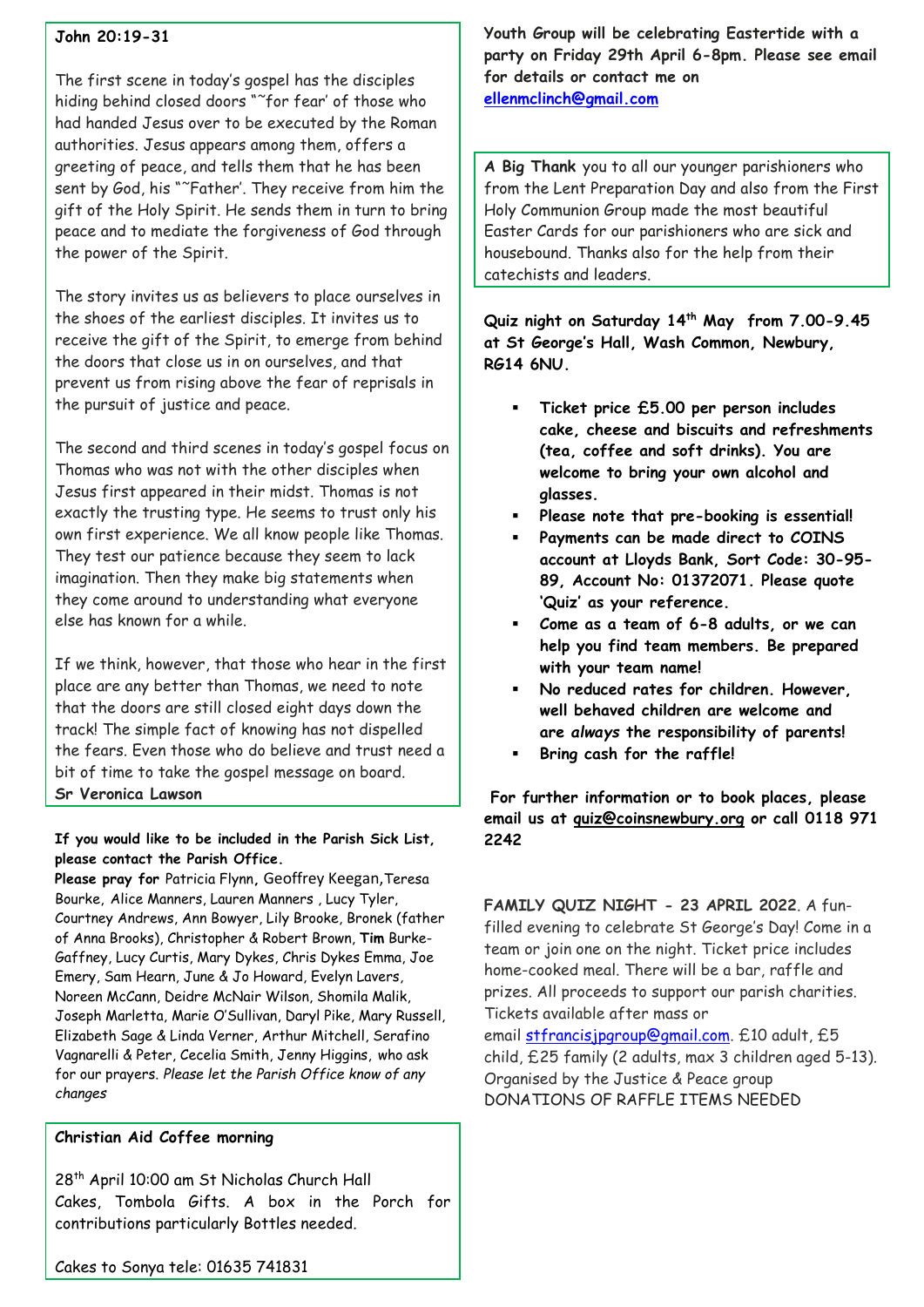**John 20:19-31**

The first scene in today's gospel has the disciples hiding behind closed doors "˜for fear' of those who had handed Jesus over to be executed by the Roman authorities. Jesus appears among them, offers a greeting of peace, and tells them that he has been sent by God, his "˜Father'. They receive from him the gift of the Holy Spirit. He sends them in turn to bring peace and to mediate the forgiveness of God through the power of the Spirit.

The story invites us as believers to place ourselves in the shoes of the earliest disciples. It invites us to receive the gift of the Spirit, to emerge from behind the doors that close us in on ourselves, and that prevent us from rising above the fear of reprisals in the pursuit of justice and peace.

The second and third scenes in today's gospel focus on Thomas who was not with the other disciples when Jesus first appeared in their midst. Thomas is not exactly the trusting type. He seems to trust only his own first experience. We all know people like Thomas. They test our patience because they seem to lack imagination. Then they make big statements when they come around to understanding what everyone else has known for a while.

If we think, however, that those who hear in the first place are any better than Thomas, we need to note that the doors are still closed eight days down the track! The simple fact of knowing has not dispelled the fears. Even those who do believe and trust need a bit of time to take the gospel message on board.
**Sr Veronica Lawson**

**If you would like to be included in the Parish Sick List, please contact the Parish Office.**
**Please pray for** Patricia Flynn, Geoffrey Keegan, Teresa Bourke, Alice Manners, Lauren Manners , Lucy Tyler, Courtney Andrews, Ann Bowyer, Lily Brooke, Bronek (father of Anna Brooks), Christopher & Robert Brown, **Tim** Burke-Gaffney, Lucy Curtis, Mary Dykes, Chris Dykes Emma, Joe Emery, Sam Hearn, June & Jo Howard, Evelyn Lavers, Noreen McCann, Deidre McNair Wilson, Shomila Malik, Joseph Marletta, Marie O'Sullivan, Daryl Pike, Mary Russell, Elizabeth Sage & Linda Verner, Arthur Mitchell, Serafino Vagnarelli & Peter, Cecelia Smith, Jenny Higgins, who ask for our prayers. *Please let the Parish Office know of any changes*

**Christian Aid Coffee morning**

28th April 10:00 am St Nicholas Church Hall
Cakes, Tombola Gifts. A box in the Porch for contributions particularly Bottles needed.

Cakes to Sonya tele: 01635 741831

**Youth Group will be celebrating Eastertide with a party on Friday 29th April 6-8pm. Please see email for details or contact me on ellenmclinch@gmail.com**

**A Big Thank** you to all our younger parishioners who from the Lent Preparation Day and also from the First Holy Communion Group made the most beautiful Easter Cards for our parishioners who are sick and housebound. Thanks also for the help from their catechists and leaders.

**Quiz night on Saturday 14th May from 7.00-9.45 at St George's Hall, Wash Common, Newbury, RG14 6NU.**

- **Ticket price £5.00 per person includes cake, cheese and biscuits and refreshments (tea, coffee and soft drinks). You are welcome to bring your own alcohol and glasses.**
- **Please note that pre-booking is essential!**
- **Payments can be made direct to COINS account at Lloyds Bank, Sort Code: 30-95-89, Account No: 01372071. Please quote 'Quiz' as your reference.**
- **Come as a team of 6-8 adults, or we can help you find team members. Be prepared with your team name!**
- **No reduced rates for children. However, well behaved children are welcome and are *always* the responsibility of parents!**
- **Bring cash for the raffle!**

**For further information or to book places, please email us at quiz@coinsnewbury.org or call 0118 971 2242**

**FAMILY QUIZ NIGHT - 23 APRIL 2022**. A fun-filled evening to celebrate St George's Day! Come in a team or join one on the night. Ticket price includes home-cooked meal. There will be a bar, raffle and prizes. All proceeds to support our parish charities. Tickets available after mass or email stfrancisjpgroup@gmail.com. £10 adult, £5 child, £25 family (2 adults, max 3 children aged 5-13). Organised by the Justice & Peace group
DONATIONS OF RAFFLE ITEMS NEEDED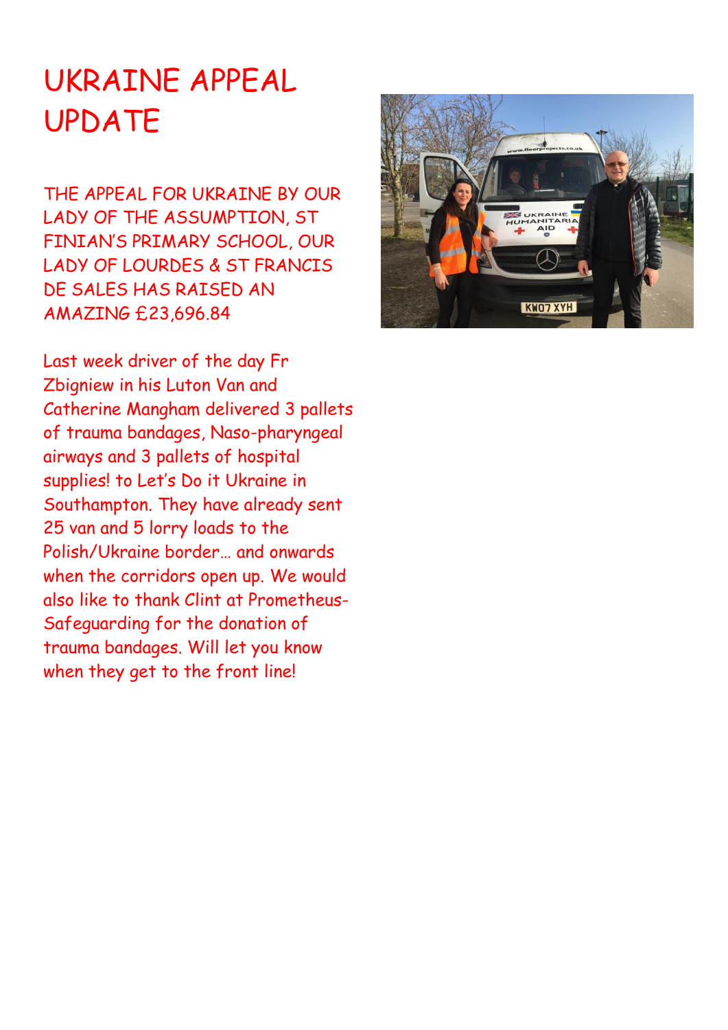# UKRAINE APPEAL UPDATE

THE APPEAL FOR UKRAINE BY OUR LADY OF THE ASSUMPTION, ST FINIAN'S PRIMARY SCHOOL, OUR LADY OF LOURDES & ST FRANCIS DE SALES HAS RAISED AN AMAZING £23,696.84

Last week driver of the day Fr Zbigniew in his Luton Van and Catherine Mangham delivered 3 pallets of trauma bandages, Naso-pharyngeal airways and 3 pallets of hospital supplies! to Let's Do it Ukraine in Southampton. They have already sent 25 van and 5 lorry loads to the Polish/Ukraine border… and onwards when the corridors open up. We would also like to thank Clint at Prometheus-Safeguarding for the donation of trauma bandages. Will let you know when they get to the front line!